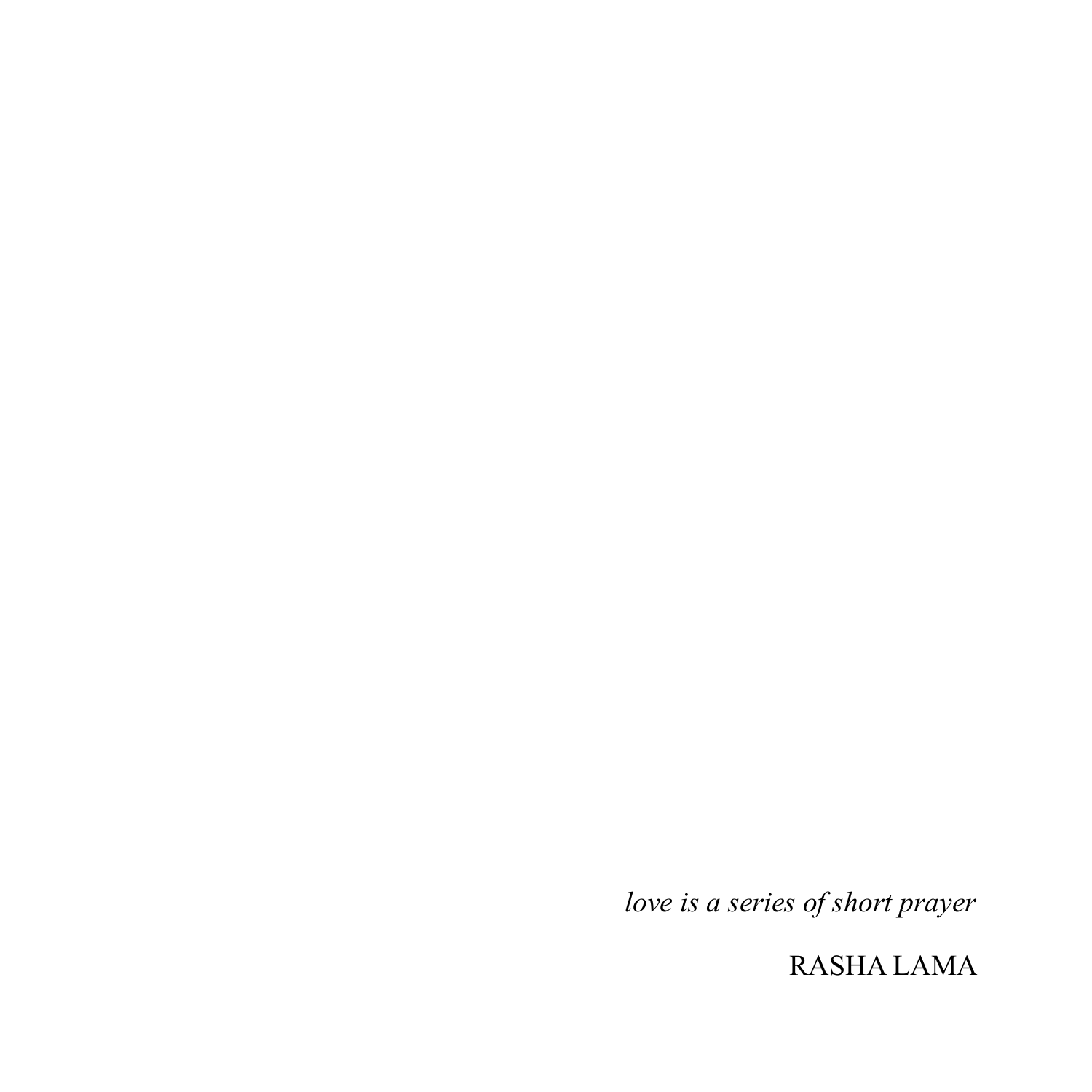*love is a series of short prayer*

RASHA LAMA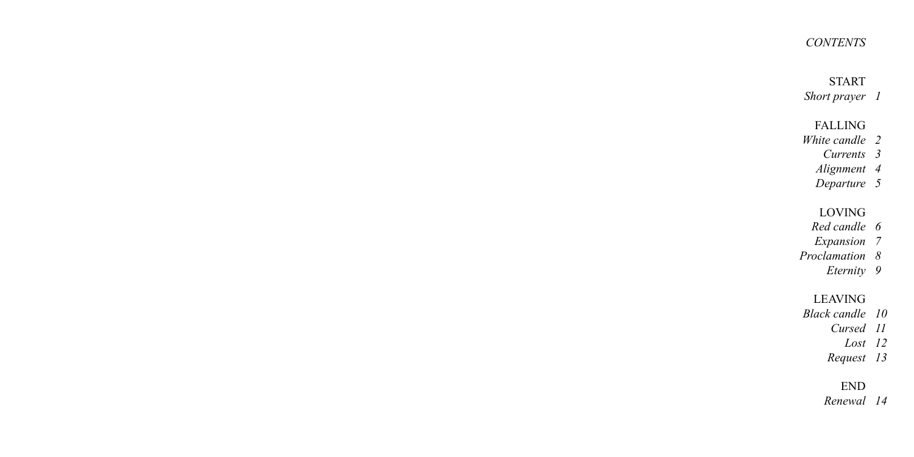*CONTENTS*

START

*Short prayer 1*

FALLING

*White candle 2*
*Currents 3*
*Alignment 4*
*Departure 5*

LOVING

*Red candle 6*
*Expansion 7*
*Proclamation 8*
*Eternity 9*

LEAVING

*Black candle 10*
*Cursed 11*
*Lost 12*
*Request 13*

END

*Renewal 14*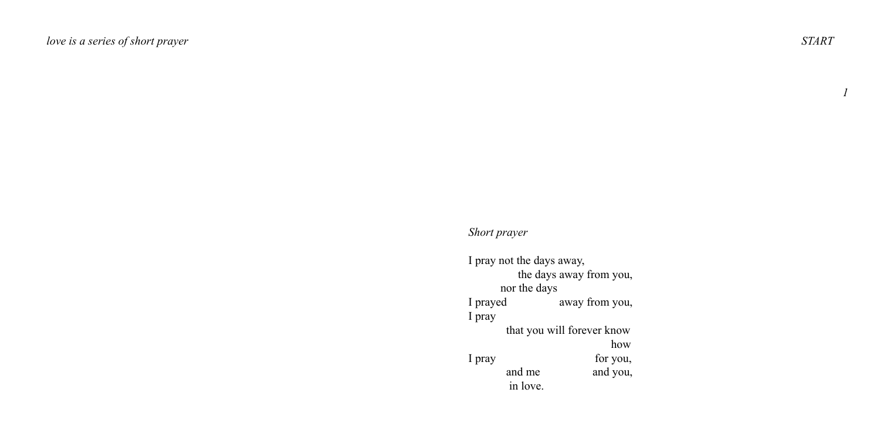*Short prayer*

I pray not the days away,
              the days away from you,
         nor the days
I prayed                 away from you,
I pray
           that you will forever know
                                        how
I pray                              for you,
           and me                and you,
            in love.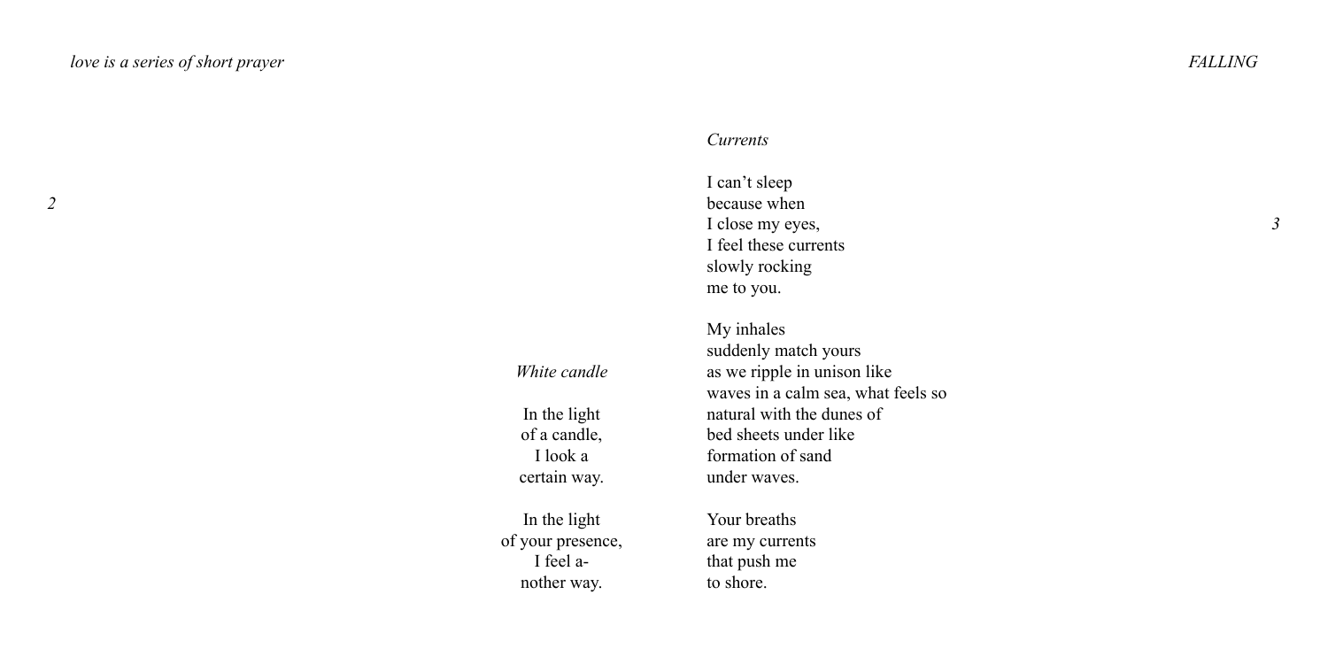*White candle*

In the light  
of a candle,  
I look a  
certain way.

In the light  
of your presence,  
I feel a-  
nother way.

*Currents*

I can't sleep  
because when  
I close my eyes,  
I feel these currents  
slowly rocking  
me to you.

My inhales  
suddenly match yours  
as we ripple in unison like  
waves in a calm sea, what feels so  
natural with the dunes of  
bed sheets under like  
formation of sand  
under waves.

Your breaths  
are my currents  
that push me  
to shore.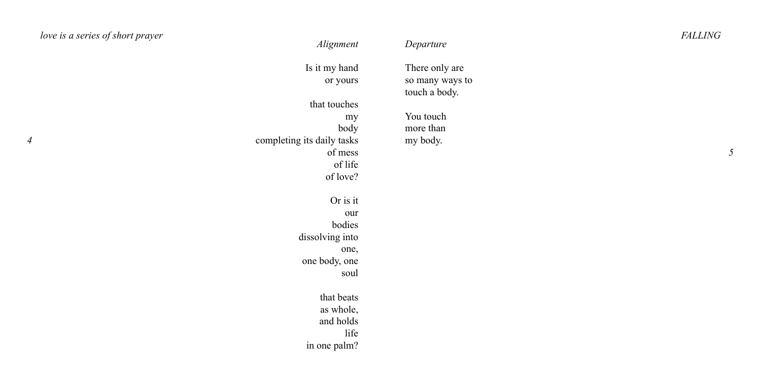*Alignment*

Is it my hand
or yours

that touches
my
body
completing its daily tasks
of mess
of life
of love?

Or is it
our
bodies
dissolving into
one,
one body, one
soul

that beats
as whole,
and holds
life
in one palm?

*Departure*

There only are
so many ways to
touch a body.

You touch
more than
my body.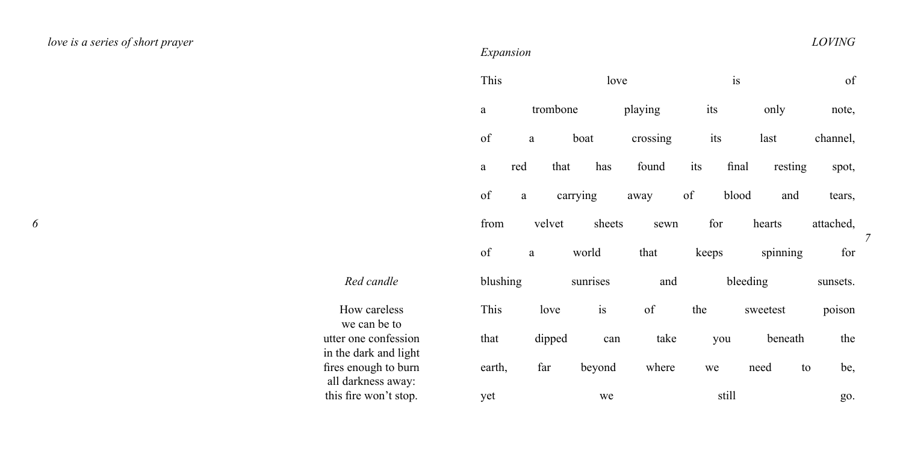### *Red candle*

How careless
we can be to
utter one confession
in the dark and light
fires enough to burn
all darkness away:
this fire won't stop.

### *Expansion*

This love is of
a trombone playing its only note,
of a boat crossing its last channel,
a red that has found its final resting spot,
of a carrying away of blood and tears,
from velvet sheets sewn for hearts attached,
of a world that keeps spinning for
blushing sunrises and bleeding sunsets.
This love is of the sweetest poison
that dipped can take you beneath the
earth, far beyond where we need to be,
yet we still go.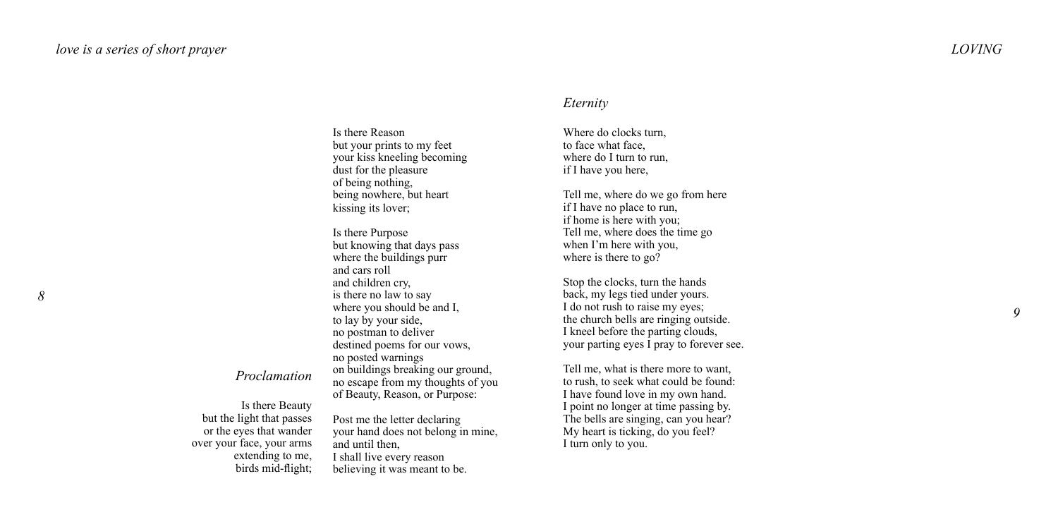## *Proclamation*

Is there Beauty
but the light that passes
or the eyes that wander
over your face, your arms
extending to me,
birds mid-flight;

Is there Reason
but your prints to my feet
your kiss kneeling becoming
dust for the pleasure
of being nothing,
being nowhere, but heart
kissing its lover;

Is there Purpose
but knowing that days pass
where the buildings purr
and cars roll
and children cry,
is there no law to say
where you should be and I,
to lay by your side,
no postman to deliver
destined poems for our vows,
no posted warnings
on buildings breaking our ground,
no escape from my thoughts of you
of Beauty, Reason, or Purpose:

Post me the letter declaring
your hand does not belong in mine,
and until then,
I shall live every reason
believing it was meant to be.

## *Eternity*

Where do clocks turn,
to face what face,
where do I turn to run,
if I have you here,

Tell me, where do we go from here
if I have no place to run,
if home is here with you;
Tell me, where does the time go
when I'm here with you,
where is there to go?

Stop the clocks, turn the hands
back, my legs tied under yours.
I do not rush to raise my eyes;
the church bells are ringing outside.
I kneel before the parting clouds,
your parting eyes I pray to forever see.

Tell me, what is there more to want,
to rush, to seek what could be found:
I have found love in my own hand.
I point no longer at time passing by.
The bells are singing, can you hear?
My heart is ticking, do you feel?
I turn only to you.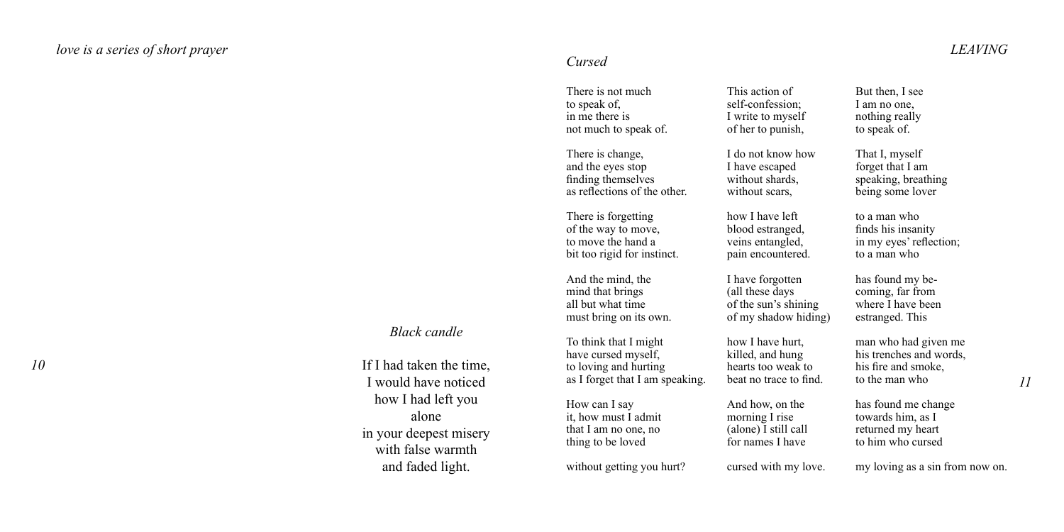## *Black candle*

If I had taken the time,
I would have noticed
how I had left you
alone
in your deepest misery
with false warmth
and faded light.

## *Cursed*

There is not much
to speak of,
in me there is
not much to speak of.

There is change,
and the eyes stop
finding themselves
as reflections of the other.

There is forgetting
of the way to move,
to move the hand a
bit too rigid for instinct.

And the mind, the
mind that brings
all but what time
must bring on its own.

To think that I might
have cursed myself,
to loving and hurting
as I forget that I am speaking.

How can I say
it, how must I admit
that I am no one, no
thing to be loved

without getting you hurt?

This action of
self-confession;
I write to myself
of her to punish,

I do not know how
I have escaped
without shards,
without scars,

how I have left
blood estranged,
veins entangled,
pain encountered.

I have forgotten
(all these days
of the sun's shining
of my shadow hiding)

how I have hurt,
killed, and hung
hearts too weak to
beat no trace to find.

And how, on the
morning I rise
(alone) I still call
for names I have

cursed with my love.

But then, I see
I am no one,
nothing really
to speak of.

That I, myself
forget that I am
speaking, breathing
being some lover

to a man who
finds his insanity
in my eyes' reflection;
to a man who

has found my be-
coming, far from
where I have been
estranged. This

man who had given me
his trenches and words,
his fire and smoke,
to the man who

has found me change
towards him, as I
returned my heart
to him who cursed

my loving as a sin from now on.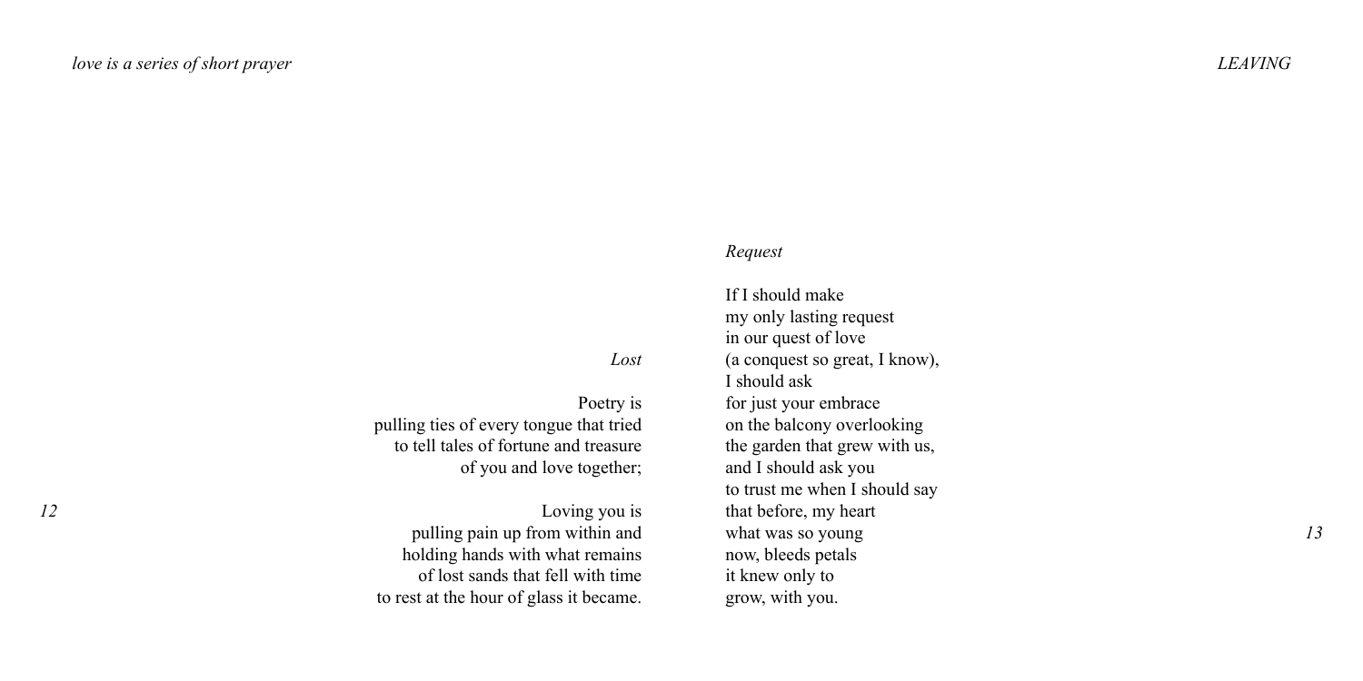### *Lost*

Poetry is
pulling ties of every tongue that tried
to tell tales of fortune and treasure
of you and love together;

Loving you is
pulling pain up from within and
holding hands with what remains
of lost sands that fell with time
to rest at the hour of glass it became.

### *Request*

If I should make
my only lasting request
in our quest of love
(a conquest so great, I know),
I should ask
for just your embrace
on the balcony overlooking
the garden that grew with us,
and I should ask you
to trust me when I should say
that before, my heart
what was so young
now, bleeds petals
it knew only to
grow, with you.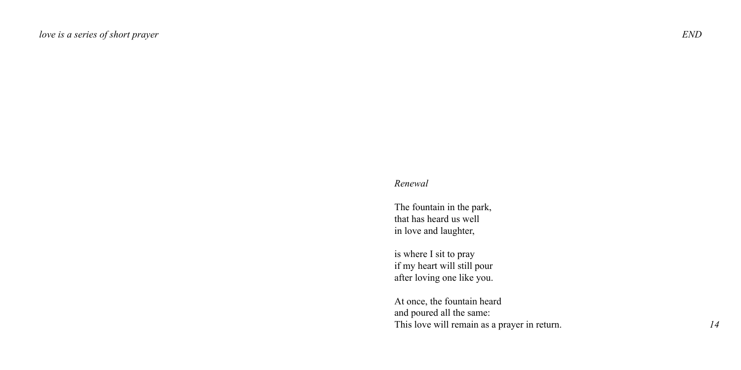*Renewal*

The fountain in the park,
that has heard us well
in love and laughter,

is where I sit to pray
if my heart will still pour
after loving one like you.

At once, the fountain heard
and poured all the same:
This love will remain as a prayer in return.

*END*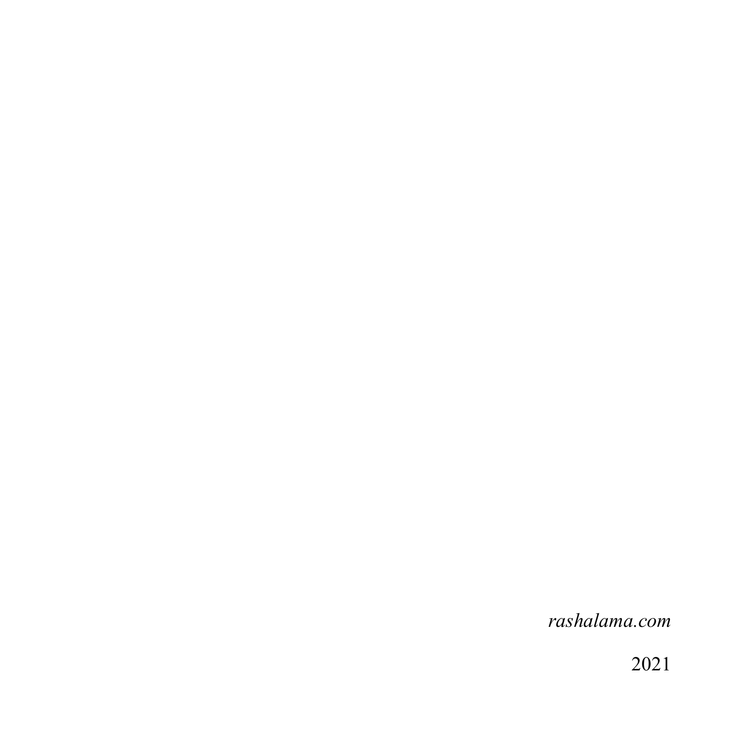*rashalama.com*

2021